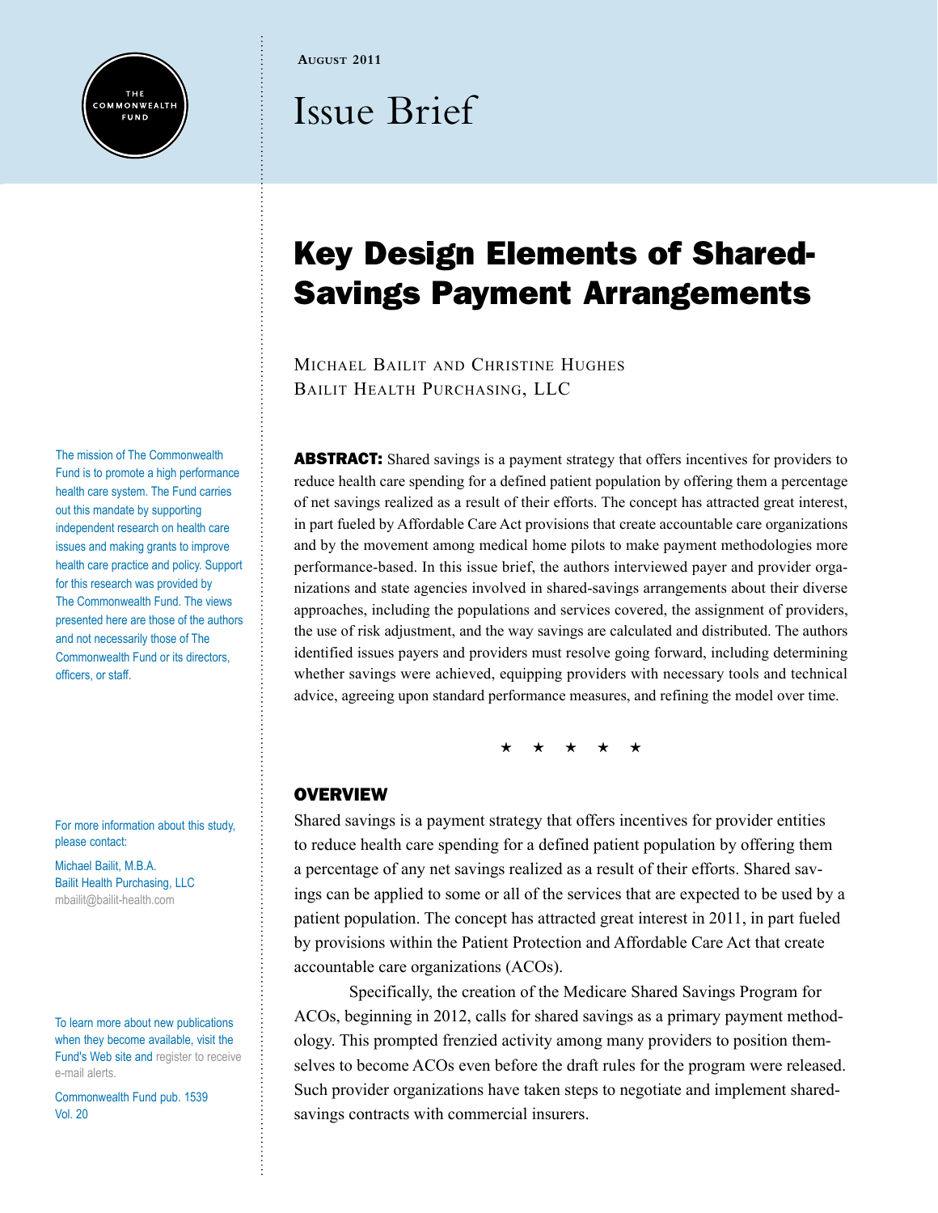THE COMMONWEALTH FUND

**August 2011**

# Issue Brief

## Key Design Elements of Shared-Savings Payment Arrangements

Michael Bailit and Christine Hughes
Bailit Health Purchasing, LLC

The mission of The Commonwealth Fund is to promote a high performance health care system. The Fund carries out this mandate by supporting independent research on health care issues and making grants to improve health care practice and policy. Support for this research was provided by The Commonwealth Fund. The views presented here are those of the authors and not necessarily those of The Commonwealth Fund or its directors, officers, or staff.

For more information about this study, please contact:

Michael Bailit, M.B.A.
Bailit Health Purchasing, LLC
mbailit@bailit-health.com

To learn more about new publications when they become available, visit the Fund's Web site and register to receive e-mail alerts.

Commonwealth Fund pub. 1539
Vol. 20

**ABSTRACT:** Shared savings is a payment strategy that offers incentives for providers to reduce health care spending for a defined patient population by offering them a percentage of net savings realized as a result of their efforts. The concept has attracted great interest, in part fueled by Affordable Care Act provisions that create accountable care organizations and by the movement among medical home pilots to make payment methodologies more performance-based. In this issue brief, the authors interviewed payer and provider organizations and state agencies involved in shared-savings arrangements about their diverse approaches, including the populations and services covered, the assignment of providers, the use of risk adjustment, and the way savings are calculated and distributed. The authors identified issues payers and providers must resolve going forward, including determining whether savings were achieved, equipping providers with necessary tools and technical advice, agreeing upon standard performance measures, and refining the model over time.

★ ★ ★ ★ ★

### OVERVIEW

Shared savings is a payment strategy that offers incentives for provider entities to reduce health care spending for a defined patient population by offering them a percentage of any net savings realized as a result of their efforts. Shared savings can be applied to some or all of the services that are expected to be used by a patient population. The concept has attracted great interest in 2011, in part fueled by provisions within the Patient Protection and Affordable Care Act that create accountable care organizations (ACOs).

Specifically, the creation of the Medicare Shared Savings Program for ACOs, beginning in 2012, calls for shared savings as a primary payment methodology. This prompted frenzied activity among many providers to position themselves to become ACOs even before the draft rules for the program were released. Such provider organizations have taken steps to negotiate and implement shared-savings contracts with commercial insurers.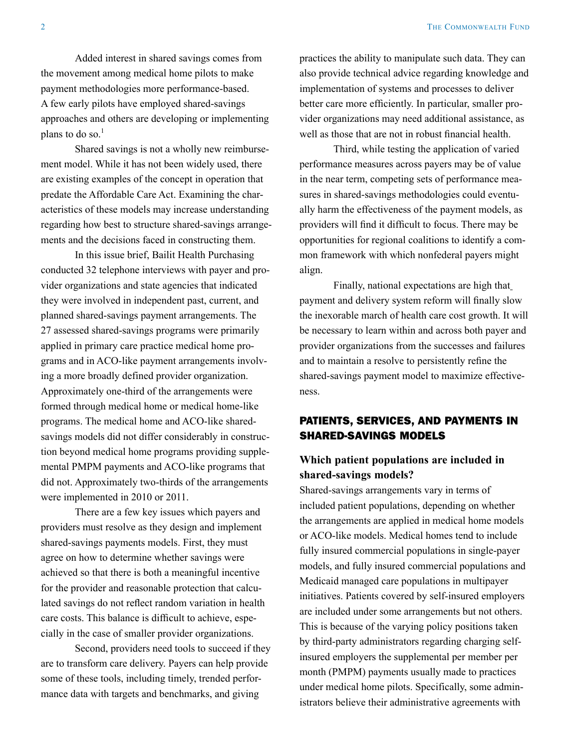Added interest in shared savings comes from the movement among medical home pilots to make payment methodologies more performance-based. A few early pilots have employed shared-savings approaches and others are developing or implementing plans to do so.[1]

Shared savings is not a wholly new reimbursement model. While it has not been widely used, there are existing examples of the concept in operation that predate the Affordable Care Act. Examining the characteristics of these models may increase understanding regarding how best to structure shared-savings arrangements and the decisions faced in constructing them.

In this issue brief, Bailit Health Purchasing conducted 32 telephone interviews with payer and provider organizations and state agencies that indicated they were involved in independent past, current, and planned shared-savings payment arrangements. The 27 assessed shared-savings programs were primarily applied in primary care practice medical home programs and in ACO-like payment arrangements involving a more broadly defined provider organization. Approximately one-third of the arrangements were formed through medical home or medical home-like programs. The medical home and ACO-like shared-savings models did not differ considerably in construction beyond medical home programs providing supplemental PMPM payments and ACO-like programs that did not. Approximately two-thirds of the arrangements were implemented in 2010 or 2011.

There are a few key issues which payers and providers must resolve as they design and implement shared-savings payments models. First, they must agree on how to determine whether savings were achieved so that there is both a meaningful incentive for the provider and reasonable protection that calculated savings do not reflect random variation in health care costs. This balance is difficult to achieve, especially in the case of smaller provider organizations.

Second, providers need tools to succeed if they are to transform care delivery. Payers can help provide some of these tools, including timely, trended performance data with targets and benchmarks, and giving practices the ability to manipulate such data. They can also provide technical advice regarding knowledge and implementation of systems and processes to deliver better care more efficiently. In particular, smaller provider organizations may need additional assistance, as well as those that are not in robust financial health.

Third, while testing the application of varied performance measures across payers may be of value in the near term, competing sets of performance measures in shared-savings methodologies could eventually harm the effectiveness of the payment models, as providers will find it difficult to focus. There may be opportunities for regional coalitions to identify a common framework with which nonfederal payers might align.

Finally, national expectations are high that payment and delivery system reform will finally slow the inexorable march of health care cost growth. It will be necessary to learn within and across both payer and provider organizations from the successes and failures and to maintain a resolve to persistently refine the shared-savings payment model to maximize effectiveness.

## PATIENTS, SERVICES, AND PAYMENTS IN SHARED-SAVINGS MODELS

### Which patient populations are included in shared-savings models?

Shared-savings arrangements vary in terms of included patient populations, depending on whether the arrangements are applied in medical home models or ACO-like models. Medical homes tend to include fully insured commercial populations in single-payer models, and fully insured commercial populations and Medicaid managed care populations in multipayer initiatives. Patients covered by self-insured employers are included under some arrangements but not others. This is because of the varying policy positions taken by third-party administrators regarding charging self-insured employers the supplemental per member per month (PMPM) payments usually made to practices under medical home pilots. Specifically, some administrators believe their administrative agreements with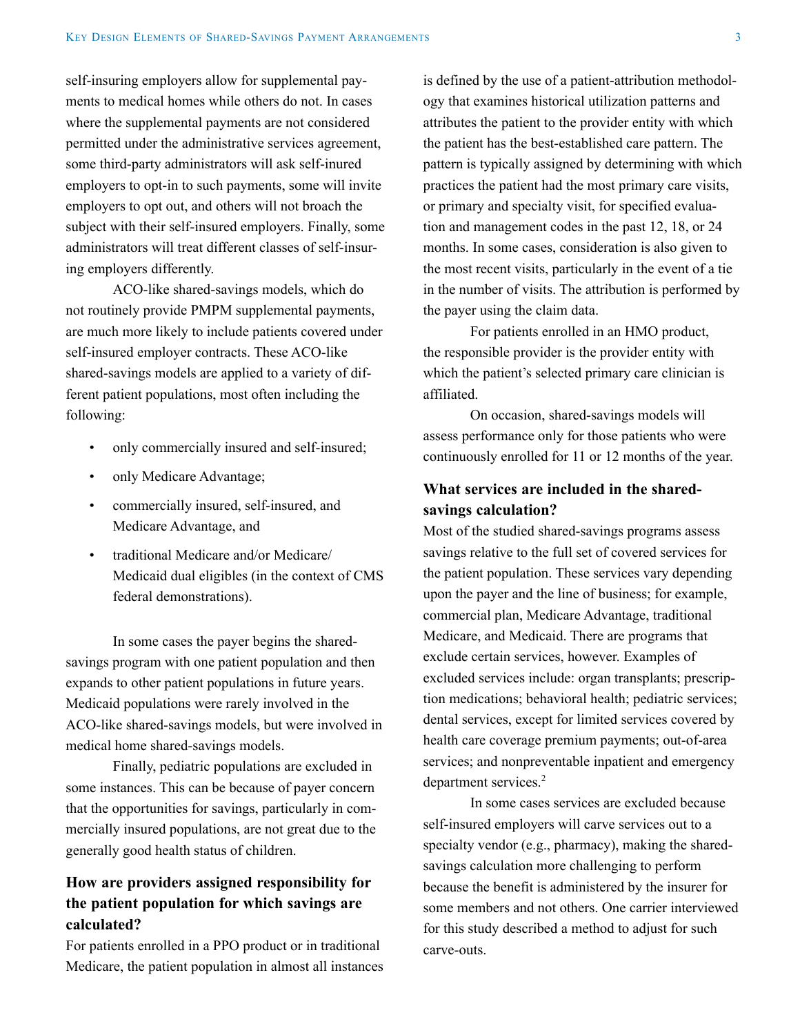self-insuring employers allow for supplemental payments to medical homes while others do not. In cases where the supplemental payments are not considered permitted under the administrative services agreement, some third-party administrators will ask self-inured employers to opt-in to such payments, some will invite employers to opt out, and others will not broach the subject with their self-insured employers. Finally, some administrators will treat different classes of self-insuring employers differently.

ACO-like shared-savings models, which do not routinely provide PMPM supplemental payments, are much more likely to include patients covered under self-insured employer contracts. These ACO-like shared-savings models are applied to a variety of different patient populations, most often including the following:

- only commercially insured and self-insured;
- only Medicare Advantage;
- commercially insured, self-insured, and Medicare Advantage, and
- traditional Medicare and/or Medicare/Medicaid dual eligibles (in the context of CMS federal demonstrations).

In some cases the payer begins the shared-savings program with one patient population and then expands to other patient populations in future years. Medicaid populations were rarely involved in the ACO-like shared-savings models, but were involved in medical home shared-savings models.

Finally, pediatric populations are excluded in some instances. This can be because of payer concern that the opportunities for savings, particularly in commercially insured populations, are not great due to the generally good health status of children.

### How are providers assigned responsibility for the patient population for which savings are calculated?

For patients enrolled in a PPO product or in traditional Medicare, the patient population in almost all instances is defined by the use of a patient-attribution methodology that examines historical utilization patterns and attributes the patient to the provider entity with which the patient has the best-established care pattern. The pattern is typically assigned by determining with which practices the patient had the most primary care visits, or primary and specialty visit, for specified evaluation and management codes in the past 12, 18, or 24 months. In some cases, consideration is also given to the most recent visits, particularly in the event of a tie in the number of visits. The attribution is performed by the payer using the claim data.

For patients enrolled in an HMO product, the responsible provider is the provider entity with which the patient's selected primary care clinician is affiliated.

On occasion, shared-savings models will assess performance only for those patients who were continuously enrolled for 11 or 12 months of the year.

### What services are included in the shared-savings calculation?

Most of the studied shared-savings programs assess savings relative to the full set of covered services for the patient population. These services vary depending upon the payer and the line of business; for example, commercial plan, Medicare Advantage, traditional Medicare, and Medicaid. There are programs that exclude certain services, however. Examples of excluded services include: organ transplants; prescription medications; behavioral health; pediatric services; dental services, except for limited services covered by health care coverage premium payments; out-of-area services; and nonpreventable inpatient and emergency department services.[2]

In some cases services are excluded because self-insured employers will carve services out to a specialty vendor (e.g., pharmacy), making the shared-savings calculation more challenging to perform because the benefit is administered by the insurer for some members and not others. One carrier interviewed for this study described a method to adjust for such carve-outs.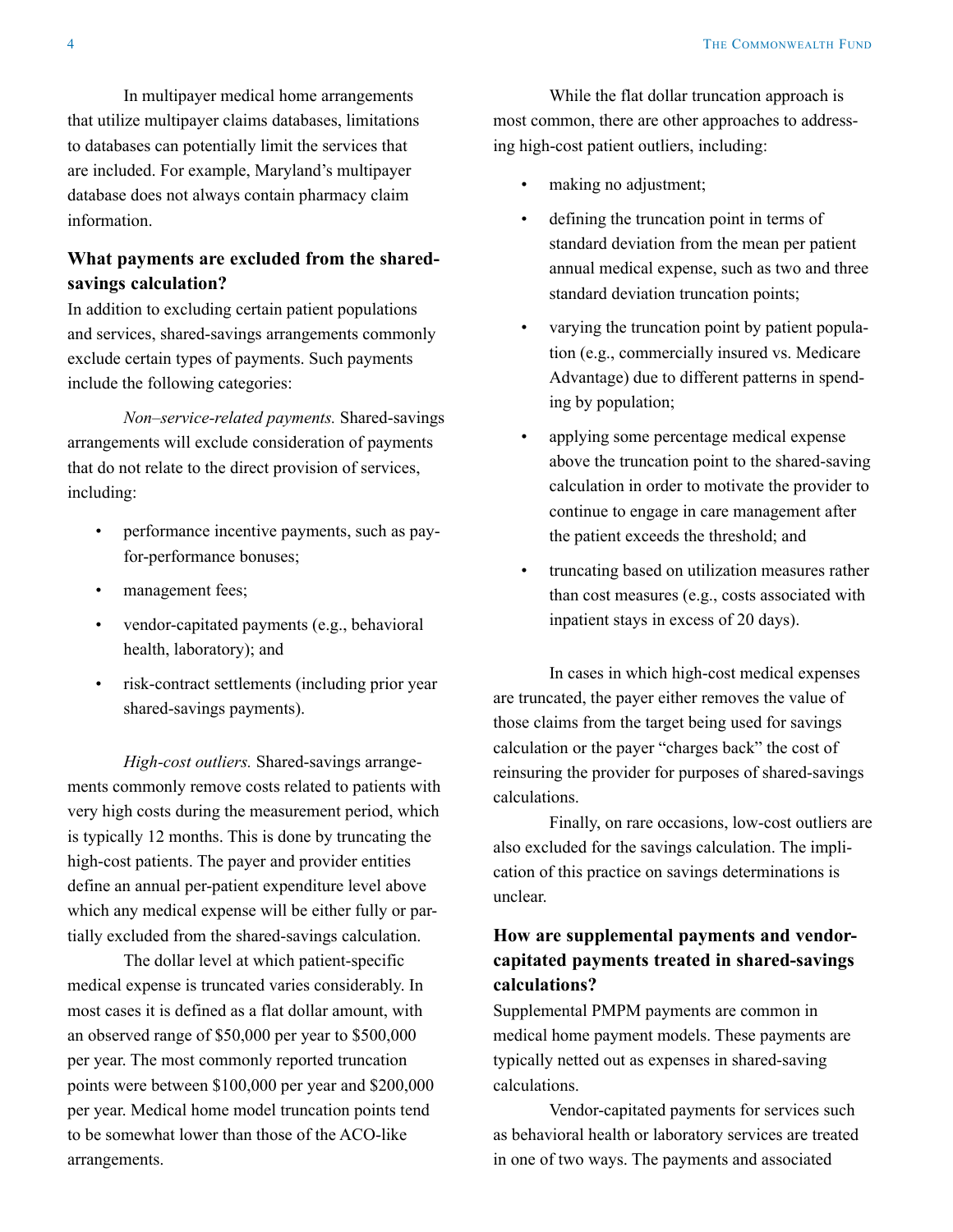In multipayer medical home arrangements that utilize multipayer claims databases, limitations to databases can potentially limit the services that are included. For example, Maryland's multipayer database does not always contain pharmacy claim information.

### What payments are excluded from the shared-savings calculation?

In addition to excluding certain patient populations and services, shared-savings arrangements commonly exclude certain types of payments. Such payments include the following categories:

*Non–service-related payments.* Shared-savings arrangements will exclude consideration of payments that do not relate to the direct provision of services, including:

- performance incentive payments, such as pay-for-performance bonuses;
- management fees;
- vendor-capitated payments (e.g., behavioral health, laboratory); and
- risk-contract settlements (including prior year shared-savings payments).

*High-cost outliers.* Shared-savings arrangements commonly remove costs related to patients with very high costs during the measurement period, which is typically 12 months. This is done by truncating the high-cost patients. The payer and provider entities define an annual per-patient expenditure level above which any medical expense will be either fully or partially excluded from the shared-savings calculation.

The dollar level at which patient-specific medical expense is truncated varies considerably. In most cases it is defined as a flat dollar amount, with an observed range of $50,000 per year to $500,000 per year. The most commonly reported truncation points were between $100,000 per year and $200,000 per year. Medical home model truncation points tend to be somewhat lower than those of the ACO-like arrangements.

While the flat dollar truncation approach is most common, there are other approaches to addressing high-cost patient outliers, including:

- making no adjustment;
- defining the truncation point in terms of standard deviation from the mean per patient annual medical expense, such as two and three standard deviation truncation points;
- varying the truncation point by patient population (e.g., commercially insured vs. Medicare Advantage) due to different patterns in spending by population;
- applying some percentage medical expense above the truncation point to the shared-saving calculation in order to motivate the provider to continue to engage in care management after the patient exceeds the threshold; and
- truncating based on utilization measures rather than cost measures (e.g., costs associated with inpatient stays in excess of 20 days).

In cases in which high-cost medical expenses are truncated, the payer either removes the value of those claims from the target being used for savings calculation or the payer "charges back" the cost of reinsuring the provider for purposes of shared-savings calculations.

Finally, on rare occasions, low-cost outliers are also excluded for the savings calculation. The implication of this practice on savings determinations is unclear.

### How are supplemental payments and vendor-capitated payments treated in shared-savings calculations?

Supplemental PMPM payments are common in medical home payment models. These payments are typically netted out as expenses in shared-saving calculations.

Vendor-capitated payments for services such as behavioral health or laboratory services are treated in one of two ways. The payments and associated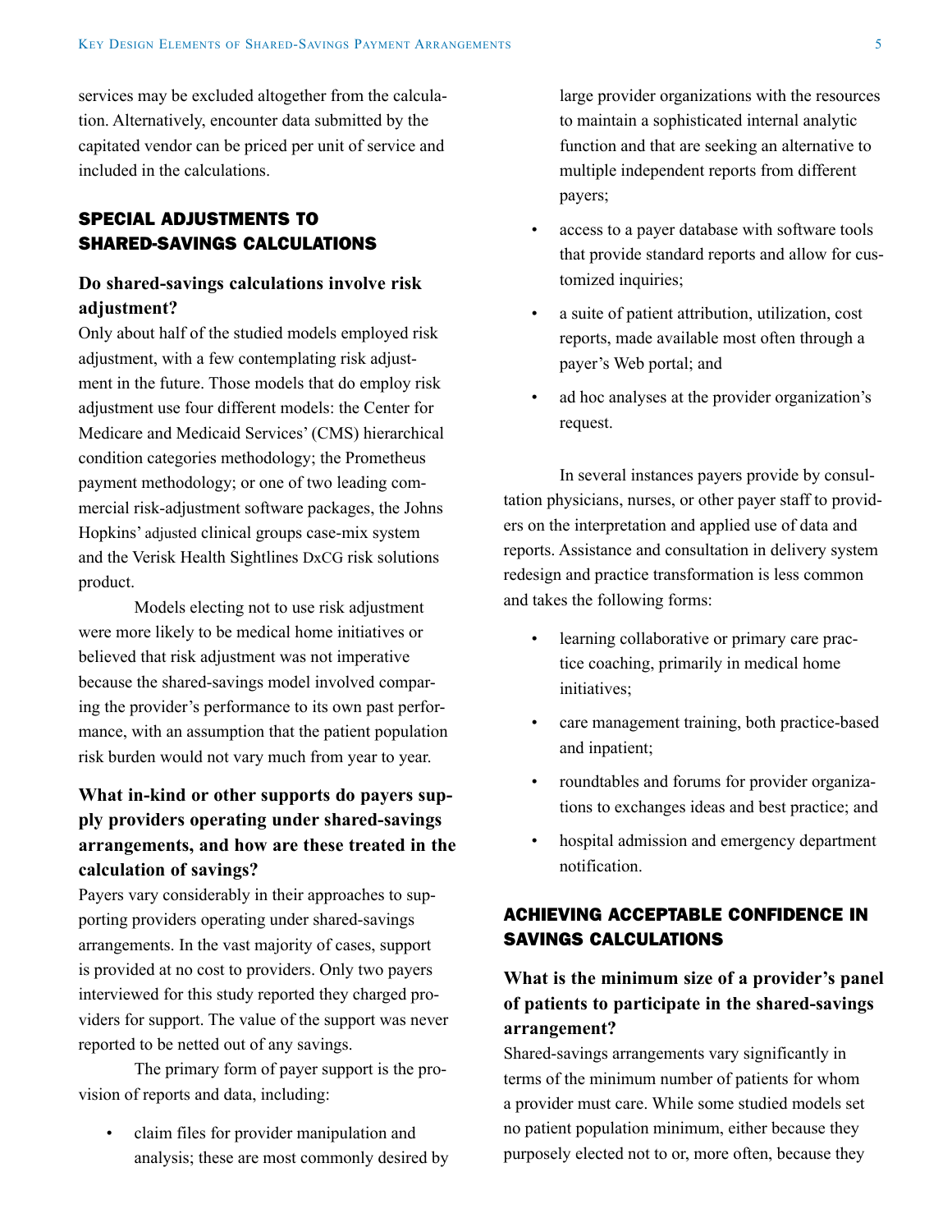services may be excluded altogether from the calculation. Alternatively, encounter data submitted by the capitated vendor can be priced per unit of service and included in the calculations.

## SPECIAL ADJUSTMENTS TO SHARED-SAVINGS CALCULATIONS

### Do shared-savings calculations involve risk adjustment?

Only about half of the studied models employed risk adjustment, with a few contemplating risk adjustment in the future. Those models that do employ risk adjustment use four different models: the Center for Medicare and Medicaid Services' (CMS) hierarchical condition categories methodology; the Prometheus payment methodology; or one of two leading commercial risk-adjustment software packages, the Johns Hopkins' adjusted clinical groups case-mix system and the Verisk Health Sightlines DxCG risk solutions product.

Models electing not to use risk adjustment were more likely to be medical home initiatives or believed that risk adjustment was not imperative because the shared-savings model involved comparing the provider's performance to its own past performance, with an assumption that the patient population risk burden would not vary much from year to year.

### What in-kind or other supports do payers supply providers operating under shared-savings arrangements, and how are these treated in the calculation of savings?

Payers vary considerably in their approaches to supporting providers operating under shared-savings arrangements. In the vast majority of cases, support is provided at no cost to providers. Only two payers interviewed for this study reported they charged providers for support. The value of the support was never reported to be netted out of any savings.

The primary form of payer support is the provision of reports and data, including:

- claim files for provider manipulation and analysis; these are most commonly desired by large provider organizations with the resources to maintain a sophisticated internal analytic function and that are seeking an alternative to multiple independent reports from different payers;
- access to a payer database with software tools that provide standard reports and allow for customized inquiries;
- a suite of patient attribution, utilization, cost reports, made available most often through a payer's Web portal; and
- ad hoc analyses at the provider organization's request.

In several instances payers provide by consultation physicians, nurses, or other payer staff to providers on the interpretation and applied use of data and reports. Assistance and consultation in delivery system redesign and practice transformation is less common and takes the following forms:

- learning collaborative or primary care practice coaching, primarily in medical home initiatives;
- care management training, both practice-based and inpatient;
- roundtables and forums for provider organizations to exchanges ideas and best practice; and
- hospital admission and emergency department notification.

## ACHIEVING ACCEPTABLE CONFIDENCE IN SAVINGS CALCULATIONS

### What is the minimum size of a provider's panel of patients to participate in the shared-savings arrangement?

Shared-savings arrangements vary significantly in terms of the minimum number of patients for whom a provider must care. While some studied models set no patient population minimum, either because they purposely elected not to or, more often, because they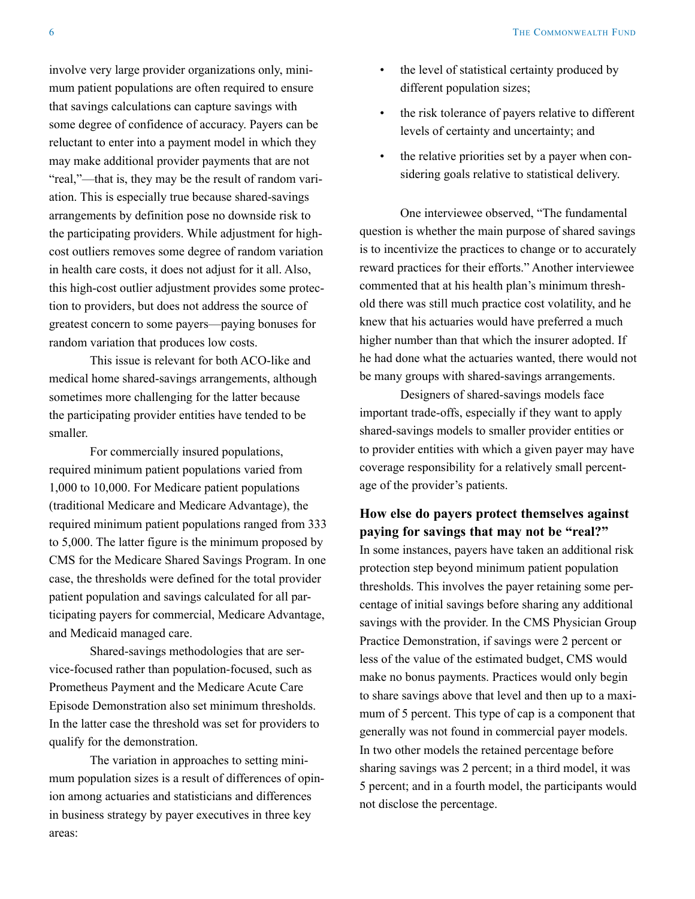involve very large provider organizations only, minimum patient populations are often required to ensure that savings calculations can capture savings with some degree of confidence of accuracy. Payers can be reluctant to enter into a payment model in which they may make additional provider payments that are not "real,"—that is, they may be the result of random variation. This is especially true because shared-savings arrangements by definition pose no downside risk to the participating providers. While adjustment for high-cost outliers removes some degree of random variation in health care costs, it does not adjust for it all. Also, this high-cost outlier adjustment provides some protection to providers, but does not address the source of greatest concern to some payers—paying bonuses for random variation that produces low costs.

This issue is relevant for both ACO-like and medical home shared-savings arrangements, although sometimes more challenging for the latter because the participating provider entities have tended to be smaller.

For commercially insured populations, required minimum patient populations varied from 1,000 to 10,000. For Medicare patient populations (traditional Medicare and Medicare Advantage), the required minimum patient populations ranged from 333 to 5,000. The latter figure is the minimum proposed by CMS for the Medicare Shared Savings Program. In one case, the thresholds were defined for the total provider patient population and savings calculated for all participating payers for commercial, Medicare Advantage, and Medicaid managed care.

Shared-savings methodologies that are service-focused rather than population-focused, such as Prometheus Payment and the Medicare Acute Care Episode Demonstration also set minimum thresholds. In the latter case the threshold was set for providers to qualify for the demonstration.

The variation in approaches to setting minimum population sizes is a result of differences of opinion among actuaries and statisticians and differences in business strategy by payer executives in three key areas:

- the level of statistical certainty produced by different population sizes;
- the risk tolerance of payers relative to different levels of certainty and uncertainty; and
- the relative priorities set by a payer when considering goals relative to statistical delivery.

One interviewee observed, "The fundamental question is whether the main purpose of shared savings is to incentivize the practices to change or to accurately reward practices for their efforts." Another interviewee commented that at his health plan's minimum threshold there was still much practice cost volatility, and he knew that his actuaries would have preferred a much higher number than that which the insurer adopted. If he had done what the actuaries wanted, there would not be many groups with shared-savings arrangements.

Designers of shared-savings models face important trade-offs, especially if they want to apply shared-savings models to smaller provider entities or to provider entities with which a given payer may have coverage responsibility for a relatively small percentage of the provider's patients.

### How else do payers protect themselves against paying for savings that may not be "real?"

In some instances, payers have taken an additional risk protection step beyond minimum patient population thresholds. This involves the payer retaining some percentage of initial savings before sharing any additional savings with the provider. In the CMS Physician Group Practice Demonstration, if savings were 2 percent or less of the value of the estimated budget, CMS would make no bonus payments. Practices would only begin to share savings above that level and then up to a maximum of 5 percent. This type of cap is a component that generally was not found in commercial payer models. In two other models the retained percentage before sharing savings was 2 percent; in a third model, it was 5 percent; and in a fourth model, the participants would not disclose the percentage.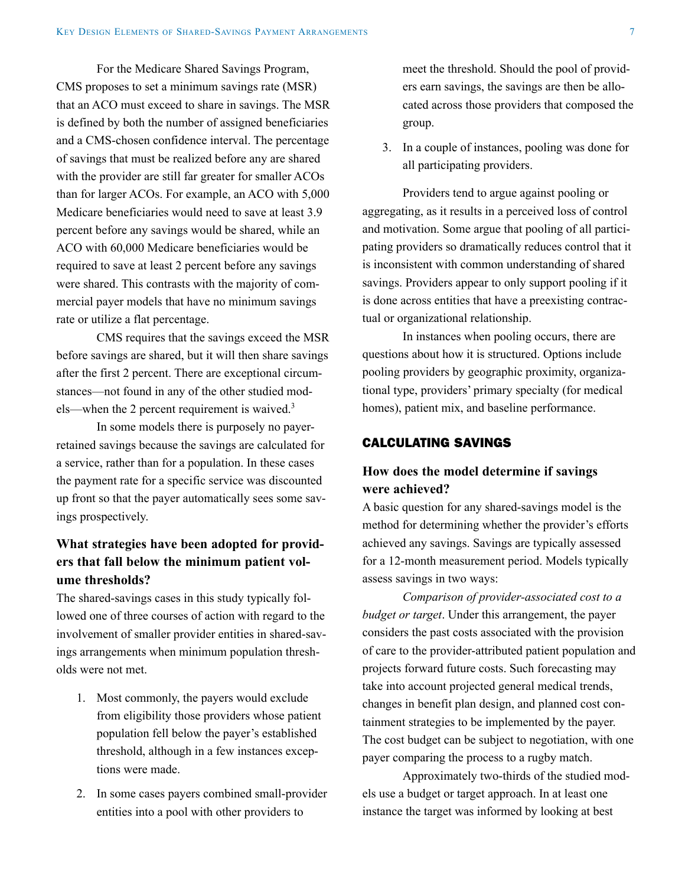For the Medicare Shared Savings Program, CMS proposes to set a minimum savings rate (MSR) that an ACO must exceed to share in savings. The MSR is defined by both the number of assigned beneficiaries and a CMS-chosen confidence interval. The percentage of savings that must be realized before any are shared with the provider are still far greater for smaller ACOs than for larger ACOs. For example, an ACO with 5,000 Medicare beneficiaries would need to save at least 3.9 percent before any savings would be shared, while an ACO with 60,000 Medicare beneficiaries would be required to save at least 2 percent before any savings were shared. This contrasts with the majority of commercial payer models that have no minimum savings rate or utilize a flat percentage.

CMS requires that the savings exceed the MSR before savings are shared, but it will then share savings after the first 2 percent. There are exceptional circumstances—not found in any of the other studied models—when the 2 percent requirement is waived.[3]

In some models there is purposely no payer-retained savings because the savings are calculated for a service, rather than for a population. In these cases the payment rate for a specific service was discounted up front so that the payer automatically sees some savings prospectively.

### What strategies have been adopted for providers that fall below the minimum patient volume thresholds?

The shared-savings cases in this study typically followed one of three courses of action with regard to the involvement of smaller provider entities in shared-savings arrangements when minimum population thresholds were not met.

1. Most commonly, the payers would exclude from eligibility those providers whose patient population fell below the payer's established threshold, although in a few instances exceptions were made.
2. In some cases payers combined small-provider entities into a pool with other providers to meet the threshold. Should the pool of providers earn savings, the savings are then be allocated across those providers that composed the group.
3. In a couple of instances, pooling was done for all participating providers.

Providers tend to argue against pooling or aggregating, as it results in a perceived loss of control and motivation. Some argue that pooling of all participating providers so dramatically reduces control that it is inconsistent with common understanding of shared savings. Providers appear to only support pooling if it is done across entities that have a preexisting contractual or organizational relationship.

In instances when pooling occurs, there are questions about how it is structured. Options include pooling providers by geographic proximity, organizational type, providers' primary specialty (for medical homes), patient mix, and baseline performance.

## CALCULATING SAVINGS

### How does the model determine if savings were achieved?

A basic question for any shared-savings model is the method for determining whether the provider's efforts achieved any savings. Savings are typically assessed for a 12-month measurement period. Models typically assess savings in two ways:

*Comparison of provider-associated cost to a budget or target*. Under this arrangement, the payer considers the past costs associated with the provision of care to the provider-attributed patient population and projects forward future costs. Such forecasting may take into account projected general medical trends, changes in benefit plan design, and planned cost containment strategies to be implemented by the payer. The cost budget can be subject to negotiation, with one payer comparing the process to a rugby match.

Approximately two-thirds of the studied models use a budget or target approach. In at least one instance the target was informed by looking at best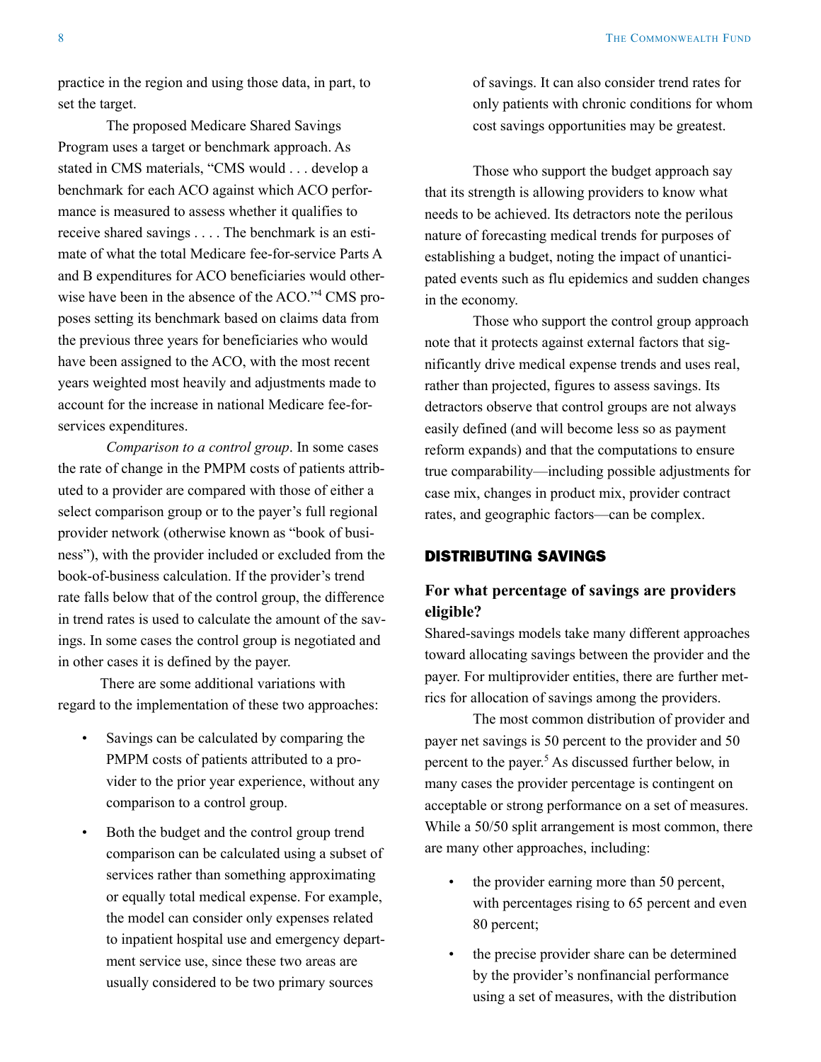practice in the region and using those data, in part, to set the target.

The proposed Medicare Shared Savings Program uses a target or benchmark approach. As stated in CMS materials, "CMS would . . . develop a benchmark for each ACO against which ACO performance is measured to assess whether it qualifies to receive shared savings . . . . The benchmark is an estimate of what the total Medicare fee-for-service Parts A and B expenditures for ACO beneficiaries would otherwise have been in the absence of the ACO."[4] CMS proposes setting its benchmark based on claims data from the previous three years for beneficiaries who would have been assigned to the ACO, with the most recent years weighted most heavily and adjustments made to account for the increase in national Medicare fee-for-services expenditures.

*Comparison to a control group*. In some cases the rate of change in the PMPM costs of patients attributed to a provider are compared with those of either a select comparison group or to the payer's full regional provider network (otherwise known as "book of business"), with the provider included or excluded from the book-of-business calculation. If the provider's trend rate falls below that of the control group, the difference in trend rates is used to calculate the amount of the savings. In some cases the control group is negotiated and in other cases it is defined by the payer.

There are some additional variations with regard to the implementation of these two approaches:

- Savings can be calculated by comparing the PMPM costs of patients attributed to a provider to the prior year experience, without any comparison to a control group.
- Both the budget and the control group trend comparison can be calculated using a subset of services rather than something approximating or equally total medical expense. For example, the model can consider only expenses related to inpatient hospital use and emergency department service use, since these two areas are usually considered to be two primary sources of savings. It can also consider trend rates for only patients with chronic conditions for whom cost savings opportunities may be greatest.

Those who support the budget approach say that its strength is allowing providers to know what needs to be achieved. Its detractors note the perilous nature of forecasting medical trends for purposes of establishing a budget, noting the impact of unanticipated events such as flu epidemics and sudden changes in the economy.

Those who support the control group approach note that it protects against external factors that significantly drive medical expense trends and uses real, rather than projected, figures to assess savings. Its detractors observe that control groups are not always easily defined (and will become less so as payment reform expands) and that the computations to ensure true comparability—including possible adjustments for case mix, changes in product mix, provider contract rates, and geographic factors—can be complex.

## DISTRIBUTING SAVINGS

### For what percentage of savings are providers eligible?

Shared-savings models take many different approaches toward allocating savings between the provider and the payer. For multiprovider entities, there are further metrics for allocation of savings among the providers.

The most common distribution of provider and payer net savings is 50 percent to the provider and 50 percent to the payer.[5] As discussed further below, in many cases the provider percentage is contingent on acceptable or strong performance on a set of measures. While a 50/50 split arrangement is most common, there are many other approaches, including:

- the provider earning more than 50 percent, with percentages rising to 65 percent and even 80 percent;
- the precise provider share can be determined by the provider's nonfinancial performance using a set of measures, with the distribution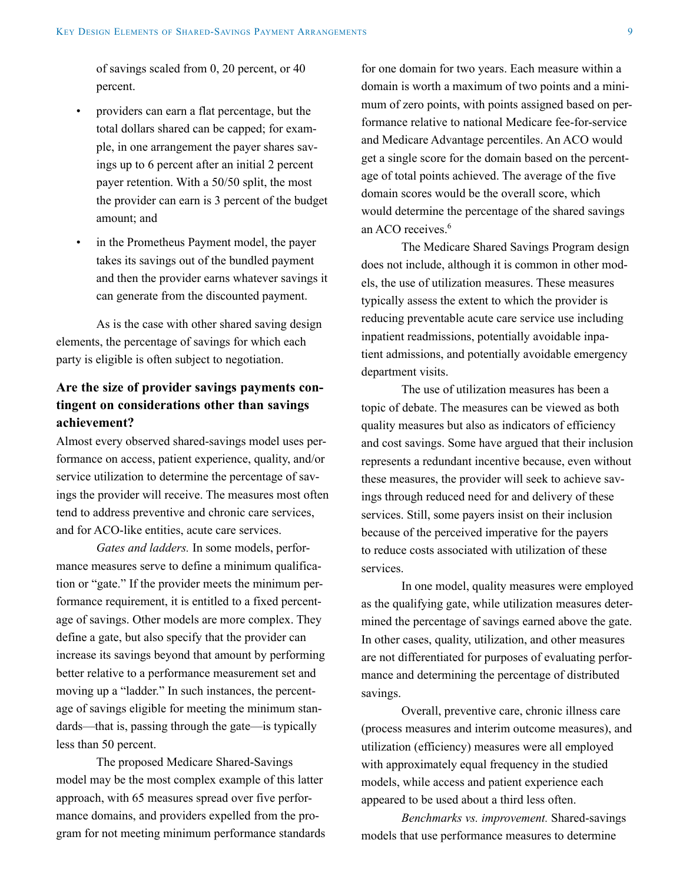of savings scaled from 0, 20 percent, or 40 percent.

- providers can earn a flat percentage, but the total dollars shared can be capped; for example, in one arrangement the payer shares savings up to 6 percent after an initial 2 percent payer retention. With a 50/50 split, the most the provider can earn is 3 percent of the budget amount; and
- in the Prometheus Payment model, the payer takes its savings out of the bundled payment and then the provider earns whatever savings it can generate from the discounted payment.

As is the case with other shared saving design elements, the percentage of savings for which each party is eligible is often subject to negotiation.

## Are the size of provider savings payments contingent on considerations other than savings achievement?

Almost every observed shared-savings model uses performance on access, patient experience, quality, and/or service utilization to determine the percentage of savings the provider will receive. The measures most often tend to address preventive and chronic care services, and for ACO-like entities, acute care services.

*Gates and ladders.* In some models, performance measures serve to define a minimum qualification or "gate." If the provider meets the minimum performance requirement, it is entitled to a fixed percentage of savings. Other models are more complex. They define a gate, but also specify that the provider can increase its savings beyond that amount by performing better relative to a performance measurement set and moving up a "ladder." In such instances, the percentage of savings eligible for meeting the minimum standards—that is, passing through the gate—is typically less than 50 percent.

The proposed Medicare Shared-Savings model may be the most complex example of this latter approach, with 65 measures spread over five performance domains, and providers expelled from the program for not meeting minimum performance standards for one domain for two years. Each measure within a domain is worth a maximum of two points and a minimum of zero points, with points assigned based on performance relative to national Medicare fee-for-service and Medicare Advantage percentiles. An ACO would get a single score for the domain based on the percentage of total points achieved. The average of the five domain scores would be the overall score, which would determine the percentage of the shared savings an ACO receives.[6]

The Medicare Shared Savings Program design does not include, although it is common in other models, the use of utilization measures. These measures typically assess the extent to which the provider is reducing preventable acute care service use including inpatient readmissions, potentially avoidable inpatient admissions, and potentially avoidable emergency department visits.

The use of utilization measures has been a topic of debate. The measures can be viewed as both quality measures but also as indicators of efficiency and cost savings. Some have argued that their inclusion represents a redundant incentive because, even without these measures, the provider will seek to achieve savings through reduced need for and delivery of these services. Still, some payers insist on their inclusion because of the perceived imperative for the payers to reduce costs associated with utilization of these services.

In one model, quality measures were employed as the qualifying gate, while utilization measures determined the percentage of savings earned above the gate. In other cases, quality, utilization, and other measures are not differentiated for purposes of evaluating performance and determining the percentage of distributed savings.

Overall, preventive care, chronic illness care (process measures and interim outcome measures), and utilization (efficiency) measures were all employed with approximately equal frequency in the studied models, while access and patient experience each appeared to be used about a third less often.

*Benchmarks vs. improvement.* Shared-savings models that use performance measures to determine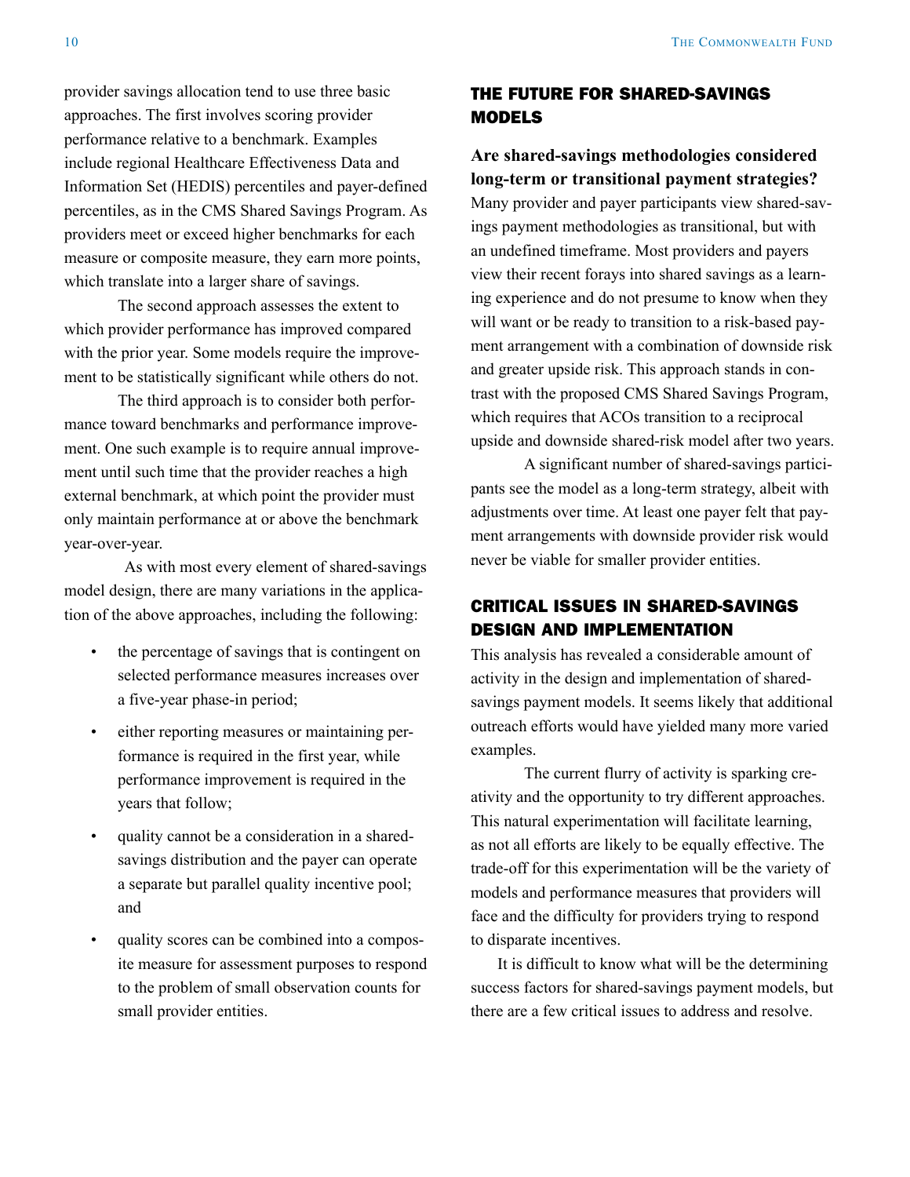provider savings allocation tend to use three basic approaches. The first involves scoring provider performance relative to a benchmark. Examples include regional Healthcare Effectiveness Data and Information Set (HEDIS) percentiles and payer-defined percentiles, as in the CMS Shared Savings Program. As providers meet or exceed higher benchmarks for each measure or composite measure, they earn more points, which translate into a larger share of savings.

The second approach assesses the extent to which provider performance has improved compared with the prior year. Some models require the improvement to be statistically significant while others do not.

The third approach is to consider both performance toward benchmarks and performance improvement. One such example is to require annual improvement until such time that the provider reaches a high external benchmark, at which point the provider must only maintain performance at or above the benchmark year-over-year.

As with most every element of shared-savings model design, there are many variations in the application of the above approaches, including the following:

- the percentage of savings that is contingent on selected performance measures increases over a five-year phase-in period;
- either reporting measures or maintaining performance is required in the first year, while performance improvement is required in the years that follow;
- quality cannot be a consideration in a shared-savings distribution and the payer can operate a separate but parallel quality incentive pool; and
- quality scores can be combined into a composite measure for assessment purposes to respond to the problem of small observation counts for small provider entities.

## THE FUTURE FOR SHARED-SAVINGS MODELS

**Are shared-savings methodologies considered long-term or transitional payment strategies?**
Many provider and payer participants view shared-savings payment methodologies as transitional, but with an undefined timeframe. Most providers and payers view their recent forays into shared savings as a learning experience and do not presume to know when they will want or be ready to transition to a risk-based payment arrangement with a combination of downside risk and greater upside risk. This approach stands in contrast with the proposed CMS Shared Savings Program, which requires that ACOs transition to a reciprocal upside and downside shared-risk model after two years.

A significant number of shared-savings participants see the model as a long-term strategy, albeit with adjustments over time. At least one payer felt that payment arrangements with downside provider risk would never be viable for smaller provider entities.

## CRITICAL ISSUES IN SHARED-SAVINGS DESIGN AND IMPLEMENTATION

This analysis has revealed a considerable amount of activity in the design and implementation of shared-savings payment models. It seems likely that additional outreach efforts would have yielded many more varied examples.

The current flurry of activity is sparking creativity and the opportunity to try different approaches. This natural experimentation will facilitate learning, as not all efforts are likely to be equally effective. The trade-off for this experimentation will be the variety of models and performance measures that providers will face and the difficulty for providers trying to respond to disparate incentives.

It is difficult to know what will be the determining success factors for shared-savings payment models, but there are a few critical issues to address and resolve.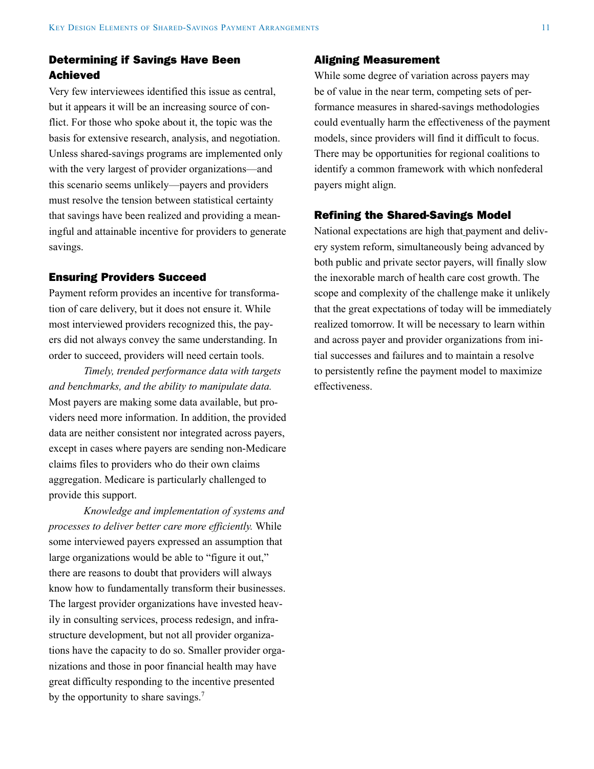### Determining if Savings Have Been Achieved

Very few interviewees identified this issue as central, but it appears it will be an increasing source of conflict. For those who spoke about it, the topic was the basis for extensive research, analysis, and negotiation. Unless shared-savings programs are implemented only with the very largest of provider organizations—and this scenario seems unlikely—payers and providers must resolve the tension between statistical certainty that savings have been realized and providing a meaningful and attainable incentive for providers to generate savings.

### Ensuring Providers Succeed

Payment reform provides an incentive for transformation of care delivery, but it does not ensure it. While most interviewed providers recognized this, the payers did not always convey the same understanding. In order to succeed, providers will need certain tools.

*Timely, trended performance data with targets and benchmarks, and the ability to manipulate data.* Most payers are making some data available, but providers need more information. In addition, the provided data are neither consistent nor integrated across payers, except in cases where payers are sending non-Medicare claims files to providers who do their own claims aggregation. Medicare is particularly challenged to provide this support.

*Knowledge and implementation of systems and processes to deliver better care more efficiently.* While some interviewed payers expressed an assumption that large organizations would be able to "figure it out," there are reasons to doubt that providers will always know how to fundamentally transform their businesses. The largest provider organizations have invested heavily in consulting services, process redesign, and infrastructure development, but not all provider organizations have the capacity to do so. Smaller provider organizations and those in poor financial health may have great difficulty responding to the incentive presented by the opportunity to share savings.[7]

### Aligning Measurement

While some degree of variation across payers may be of value in the near term, competing sets of performance measures in shared-savings methodologies could eventually harm the effectiveness of the payment models, since providers will find it difficult to focus. There may be opportunities for regional coalitions to identify a common framework with which nonfederal payers might align.

### Refining the Shared-Savings Model

National expectations are high that payment and delivery system reform, simultaneously being advanced by both public and private sector payers, will finally slow the inexorable march of health care cost growth. The scope and complexity of the challenge make it unlikely that the great expectations of today will be immediately realized tomorrow. It will be necessary to learn within and across payer and provider organizations from initial successes and failures and to maintain a resolve to persistently refine the payment model to maximize effectiveness.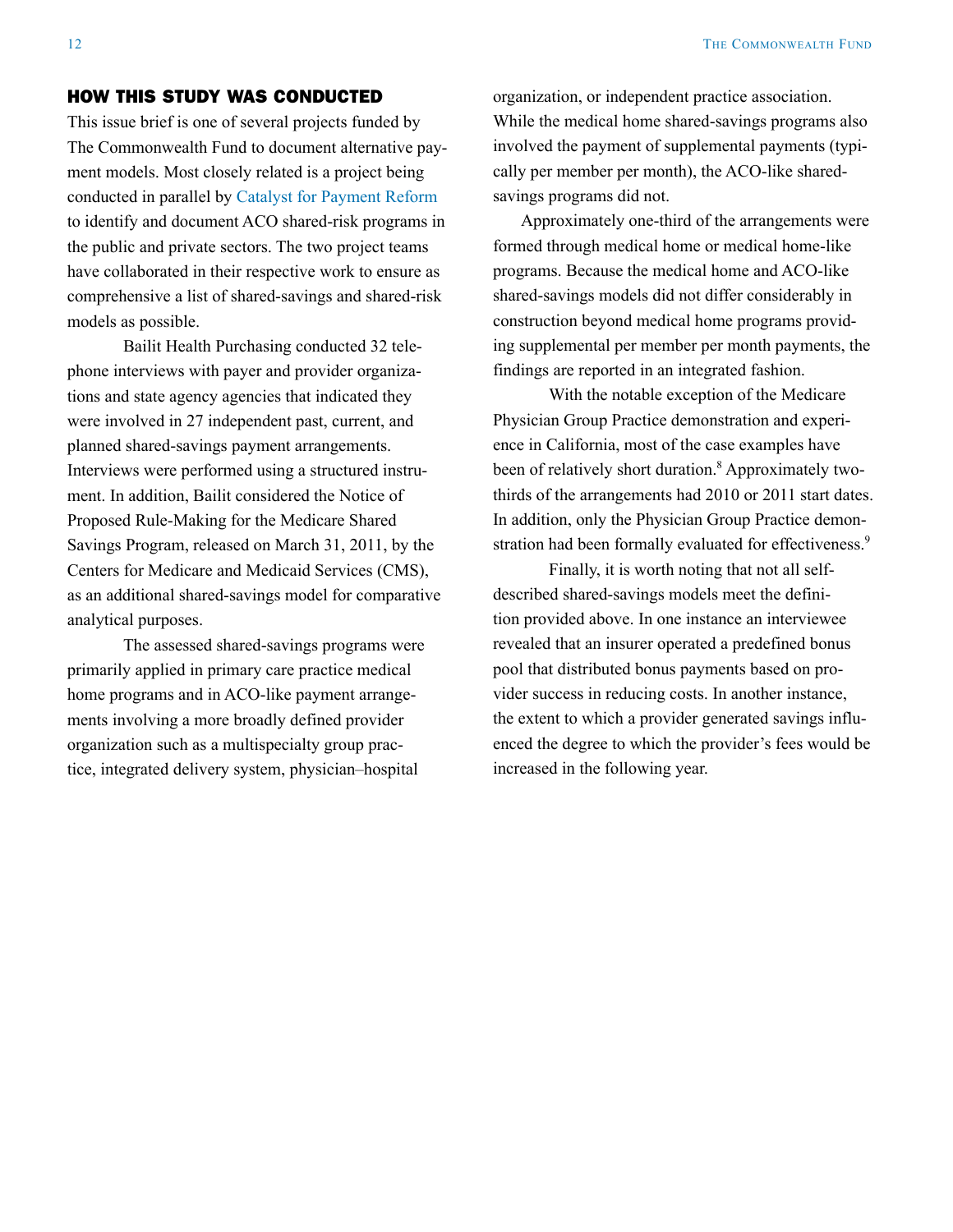## HOW THIS STUDY WAS CONDUCTED

This issue brief is one of several projects funded by The Commonwealth Fund to document alternative payment models. Most closely related is a project being conducted in parallel by Catalyst for Payment Reform to identify and document ACO shared-risk programs in the public and private sectors. The two project teams have collaborated in their respective work to ensure as comprehensive a list of shared-savings and shared-risk models as possible.

Bailit Health Purchasing conducted 32 telephone interviews with payer and provider organizations and state agency agencies that indicated they were involved in 27 independent past, current, and planned shared-savings payment arrangements. Interviews were performed using a structured instrument. In addition, Bailit considered the Notice of Proposed Rule-Making for the Medicare Shared Savings Program, released on March 31, 2011, by the Centers for Medicare and Medicaid Services (CMS), as an additional shared-savings model for comparative analytical purposes.

The assessed shared-savings programs were primarily applied in primary care practice medical home programs and in ACO-like payment arrangements involving a more broadly defined provider organization such as a multispecialty group practice, integrated delivery system, physician–hospital organization, or independent practice association. While the medical home shared-savings programs also involved the payment of supplemental payments (typically per member per month), the ACO-like shared-savings programs did not.

Approximately one-third of the arrangements were formed through medical home or medical home-like programs. Because the medical home and ACO-like shared-savings models did not differ considerably in construction beyond medical home programs providing supplemental per member per month payments, the findings are reported in an integrated fashion.

With the notable exception of the Medicare Physician Group Practice demonstration and experience in California, most of the case examples have been of relatively short duration.[8] Approximately two-thirds of the arrangements had 2010 or 2011 start dates. In addition, only the Physician Group Practice demonstration had been formally evaluated for effectiveness.[9]

Finally, it is worth noting that not all self-described shared-savings models meet the definition provided above. In one instance an interviewee revealed that an insurer operated a predefined bonus pool that distributed bonus payments based on provider success in reducing costs. In another instance, the extent to which a provider generated savings influenced the degree to which the provider's fees would be increased in the following year.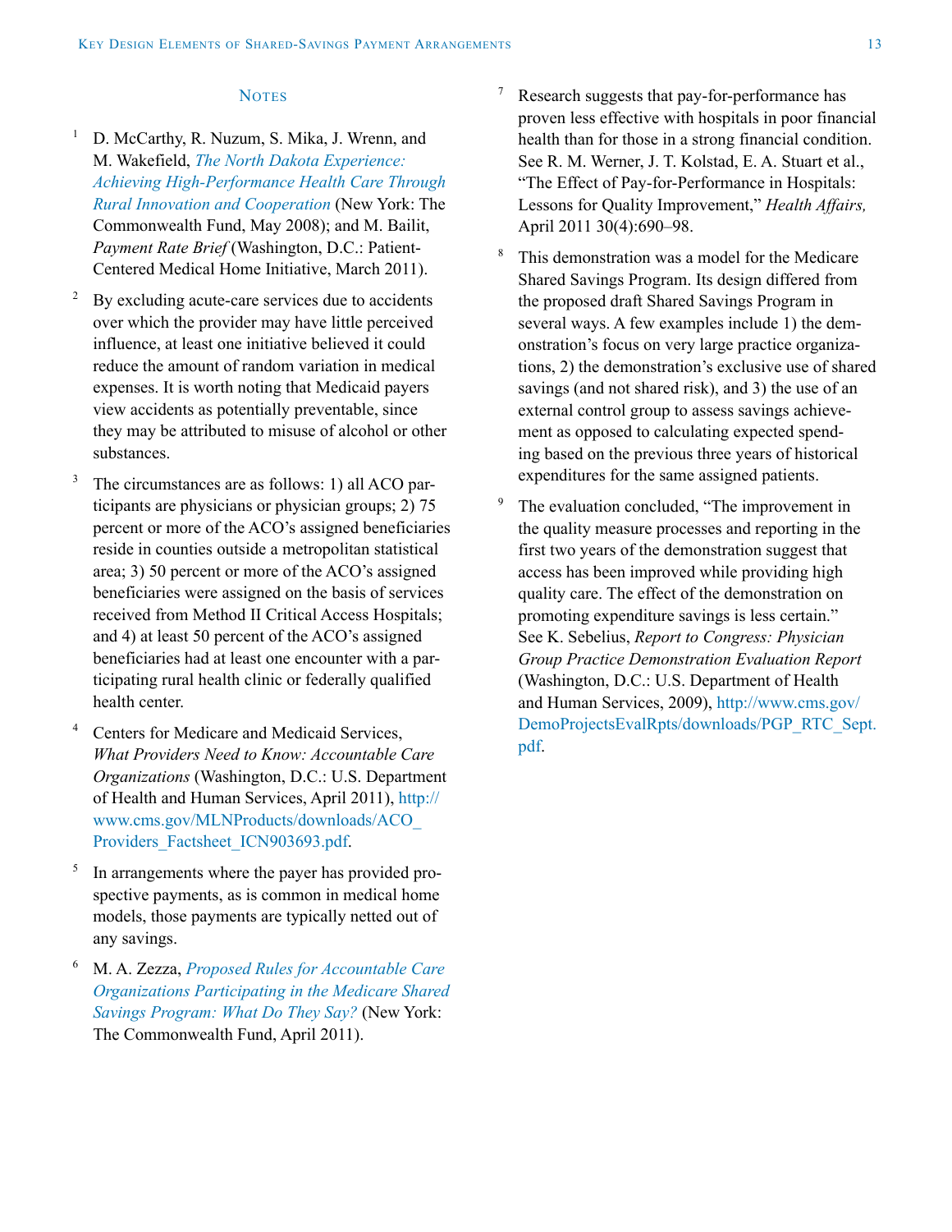## Notes

1. D. McCarthy, R. Nuzum, S. Mika, J. Wrenn, and M. Wakefield, *The North Dakota Experience: Achieving High-Performance Health Care Through Rural Innovation and Cooperation* (New York: The Commonwealth Fund, May 2008); and M. Bailit, *Payment Rate Brief* (Washington, D.C.: Patient-Centered Medical Home Initiative, March 2011).

2. By excluding acute-care services due to accidents over which the provider may have little perceived influence, at least one initiative believed it could reduce the amount of random variation in medical expenses. It is worth noting that Medicaid payers view accidents as potentially preventable, since they may be attributed to misuse of alcohol or other substances.

3. The circumstances are as follows: 1) all ACO participants are physicians or physician groups; 2) 75 percent or more of the ACO's assigned beneficiaries reside in counties outside a metropolitan statistical area; 3) 50 percent or more of the ACO's assigned beneficiaries were assigned on the basis of services received from Method II Critical Access Hospitals; and 4) at least 50 percent of the ACO's assigned beneficiaries had at least one encounter with a participating rural health clinic or federally qualified health center.

4. Centers for Medicare and Medicaid Services, *What Providers Need to Know: Accountable Care Organizations* (Washington, D.C.: U.S. Department of Health and Human Services, April 2011), http://www.cms.gov/MLNProducts/downloads/ACO_Providers_Factsheet_ICN903693.pdf.

5. In arrangements where the payer has provided prospective payments, as is common in medical home models, those payments are typically netted out of any savings.

6. M. A. Zezza, *Proposed Rules for Accountable Care Organizations Participating in the Medicare Shared Savings Program: What Do They Say?* (New York: The Commonwealth Fund, April 2011).

7. Research suggests that pay-for-performance has proven less effective with hospitals in poor financial health than for those in a strong financial condition. See R. M. Werner, J. T. Kolstad, E. A. Stuart et al., "The Effect of Pay-for-Performance in Hospitals: Lessons for Quality Improvement," *Health Affairs,* April 2011 30(4):690–98.

8. This demonstration was a model for the Medicare Shared Savings Program. Its design differed from the proposed draft Shared Savings Program in several ways. A few examples include 1) the demonstration's focus on very large practice organizations, 2) the demonstration's exclusive use of shared savings (and not shared risk), and 3) the use of an external control group to assess savings achievement as opposed to calculating expected spending based on the previous three years of historical expenditures for the same assigned patients.

9. The evaluation concluded, "The improvement in the quality measure processes and reporting in the first two years of the demonstration suggest that access has been improved while providing high quality care. The effect of the demonstration on promoting expenditure savings is less certain." See K. Sebelius, *Report to Congress: Physician Group Practice Demonstration Evaluation Report* (Washington, D.C.: U.S. Department of Health and Human Services, 2009), http://www.cms.gov/DemoProjectsEvalRpts/downloads/PGP_RTC_Sept.pdf.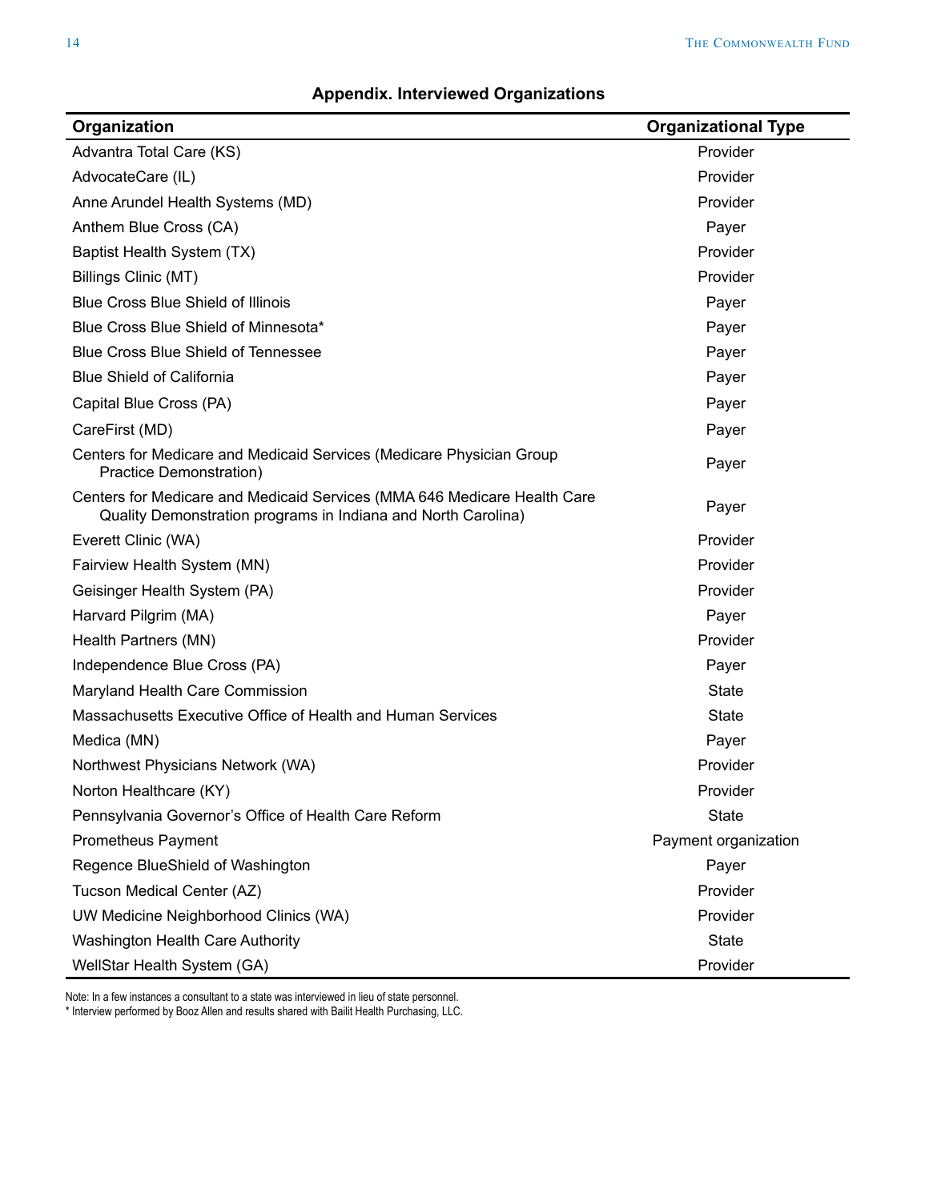## Appendix. Interviewed Organizations

| Organization | Organizational Type |
| --- | --- |
| Advantra Total Care (KS) | Provider |
| AdvocateCare (IL) | Provider |
| Anne Arundel Health Systems (MD) | Provider |
| Anthem Blue Cross (CA) | Payer |
| Baptist Health System (TX) | Provider |
| Billings Clinic (MT) | Provider |
| Blue Cross Blue Shield of Illinois | Payer |
| Blue Cross Blue Shield of Minnesota* | Payer |
| Blue Cross Blue Shield of Tennessee | Payer |
| Blue Shield of California | Payer |
| Capital Blue Cross (PA) | Payer |
| CareFirst (MD) | Payer |
| Centers for Medicare and Medicaid Services (Medicare Physician Group Practice Demonstration) | Payer |
| Centers for Medicare and Medicaid Services (MMA 646 Medicare Health Care Quality Demonstration programs in Indiana and North Carolina) | Payer |
| Everett Clinic (WA) | Provider |
| Fairview Health System (MN) | Provider |
| Geisinger Health System (PA) | Provider |
| Harvard Pilgrim (MA) | Payer |
| Health Partners (MN) | Provider |
| Independence Blue Cross (PA) | Payer |
| Maryland Health Care Commission | State |
| Massachusetts Executive Office of Health and Human Services | State |
| Medica (MN) | Payer |
| Northwest Physicians Network (WA) | Provider |
| Norton Healthcare (KY) | Provider |
| Pennsylvania Governor's Office of Health Care Reform | State |
| Prometheus Payment | Payment organization |
| Regence BlueShield of Washington | Payer |
| Tucson Medical Center (AZ) | Provider |
| UW Medicine Neighborhood Clinics (WA) | Provider |
| Washington Health Care Authority | State |
| WellStar Health System (GA) | Provider |

Note: In a few instances a consultant to a state was interviewed in lieu of state personnel.

\* Interview performed by Booz Allen and results shared with Bailit Health Purchasing, LLC.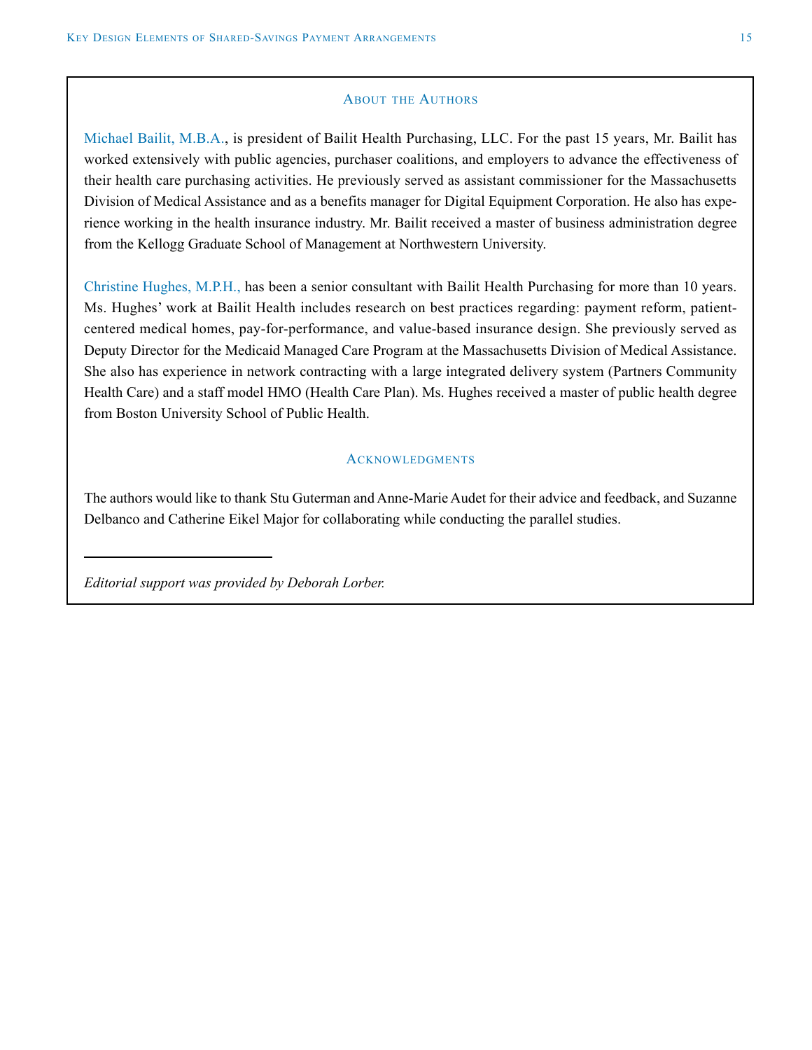## About the Authors

Michael Bailit, M.B.A., is president of Bailit Health Purchasing, LLC. For the past 15 years, Mr. Bailit has worked extensively with public agencies, purchaser coalitions, and employers to advance the effectiveness of their health care purchasing activities. He previously served as assistant commissioner for the Massachusetts Division of Medical Assistance and as a benefits manager for Digital Equipment Corporation. He also has experience working in the health insurance industry. Mr. Bailit received a master of business administration degree from the Kellogg Graduate School of Management at Northwestern University.

Christine Hughes, M.P.H., has been a senior consultant with Bailit Health Purchasing for more than 10 years. Ms. Hughes' work at Bailit Health includes research on best practices regarding: payment reform, patient-centered medical homes, pay-for-performance, and value-based insurance design. She previously served as Deputy Director for the Medicaid Managed Care Program at the Massachusetts Division of Medical Assistance. She also has experience in network contracting with a large integrated delivery system (Partners Community Health Care) and a staff model HMO (Health Care Plan). Ms. Hughes received a master of public health degree from Boston University School of Public Health.

## Acknowledgments

The authors would like to thank Stu Guterman and Anne-Marie Audet for their advice and feedback, and Suzanne Delbanco and Catherine Eikel Major for collaborating while conducting the parallel studies.

---

*Editorial support was provided by Deborah Lorber.*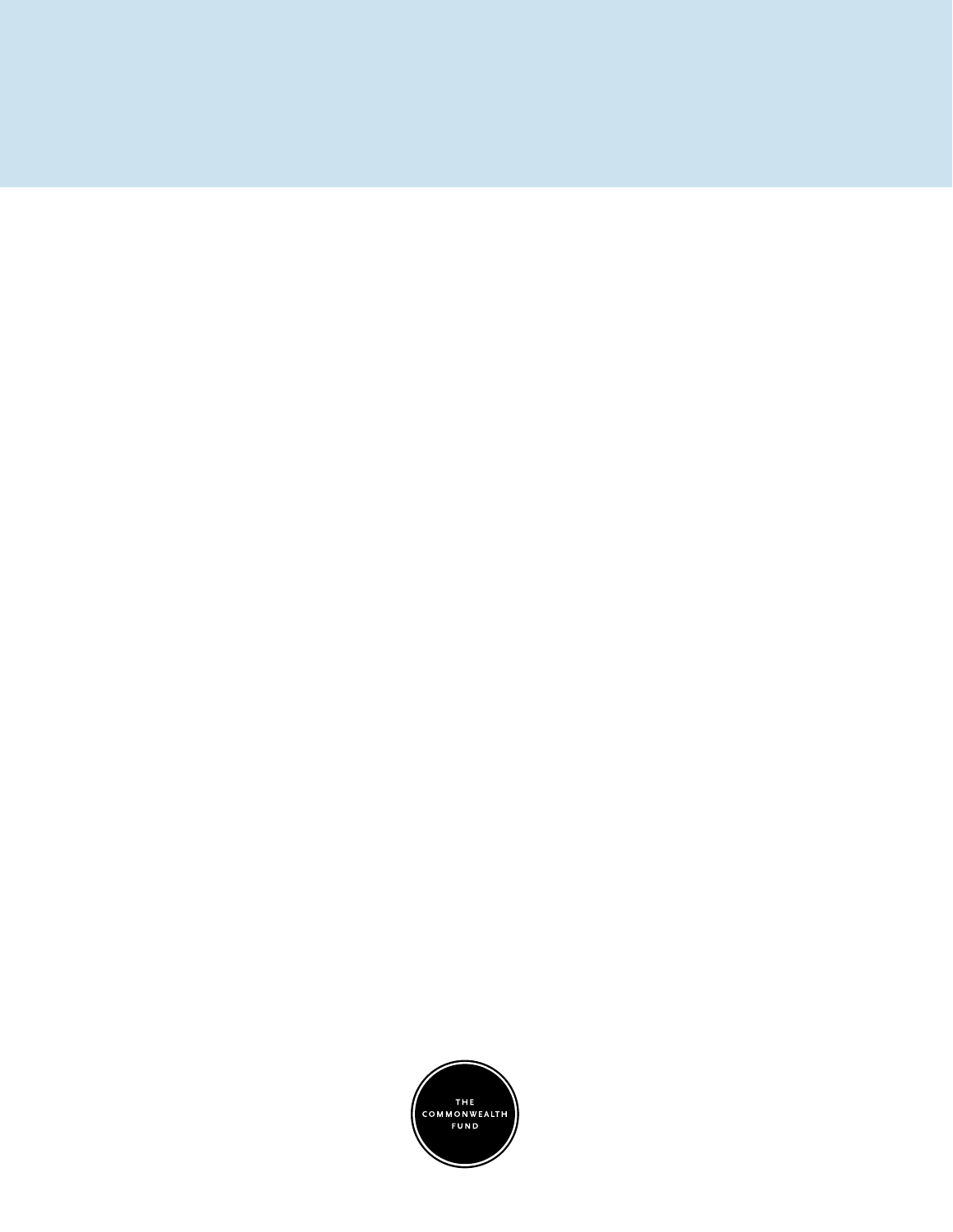THE COMMONWEALTH FUND